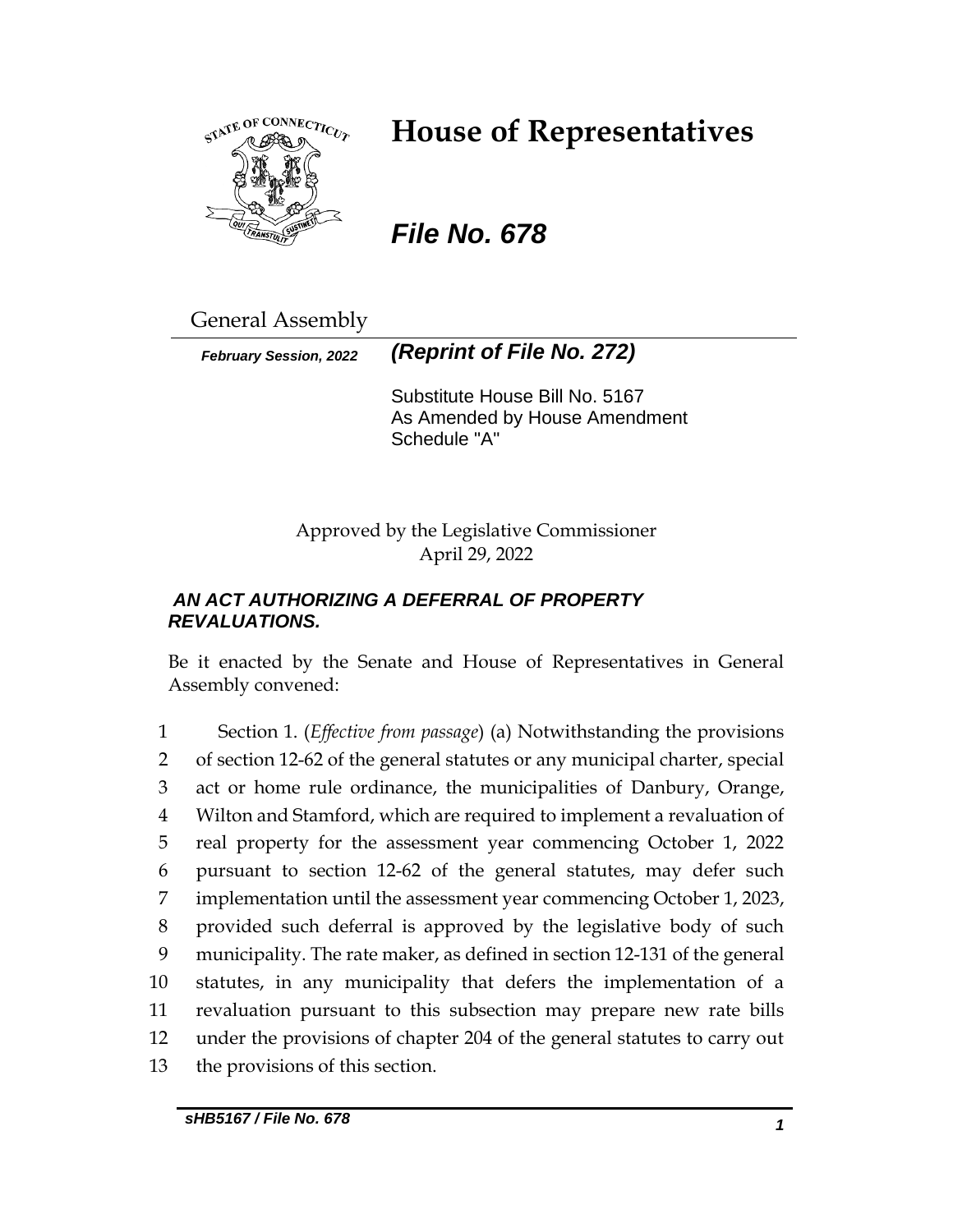# House of Representatives

## *File No. 678*

General Assembly

***February Session, 2022*** ***(Reprint of File No. 272)***

Substitute House Bill No. 5167
As Amended by House Amendment Schedule "A"

Approved by the Legislative Commissioner
April 29, 2022

***AN ACT AUTHORIZING A DEFERRAL OF PROPERTY REVALUATIONS.***

Be it enacted by the Senate and House of Representatives in General Assembly convened:

1 Section 1. (*Effective from passage*) (a) Notwithstanding the provisions
2 of section 12-62 of the general statutes or any municipal charter, special
3 act or home rule ordinance, the municipalities of Danbury, Orange,
4 Wilton and Stamford, which are required to implement a revaluation of
5 real property for the assessment year commencing October 1, 2022
6 pursuant to section 12-62 of the general statutes, may defer such
7 implementation until the assessment year commencing October 1, 2023,
8 provided such deferral is approved by the legislative body of such
9 municipality. The rate maker, as defined in section 12-131 of the general
10 statutes, in any municipality that defers the implementation of a
11 revaluation pursuant to this subsection may prepare new rate bills
12 under the provisions of chapter 204 of the general statutes to carry out
13 the provisions of this section.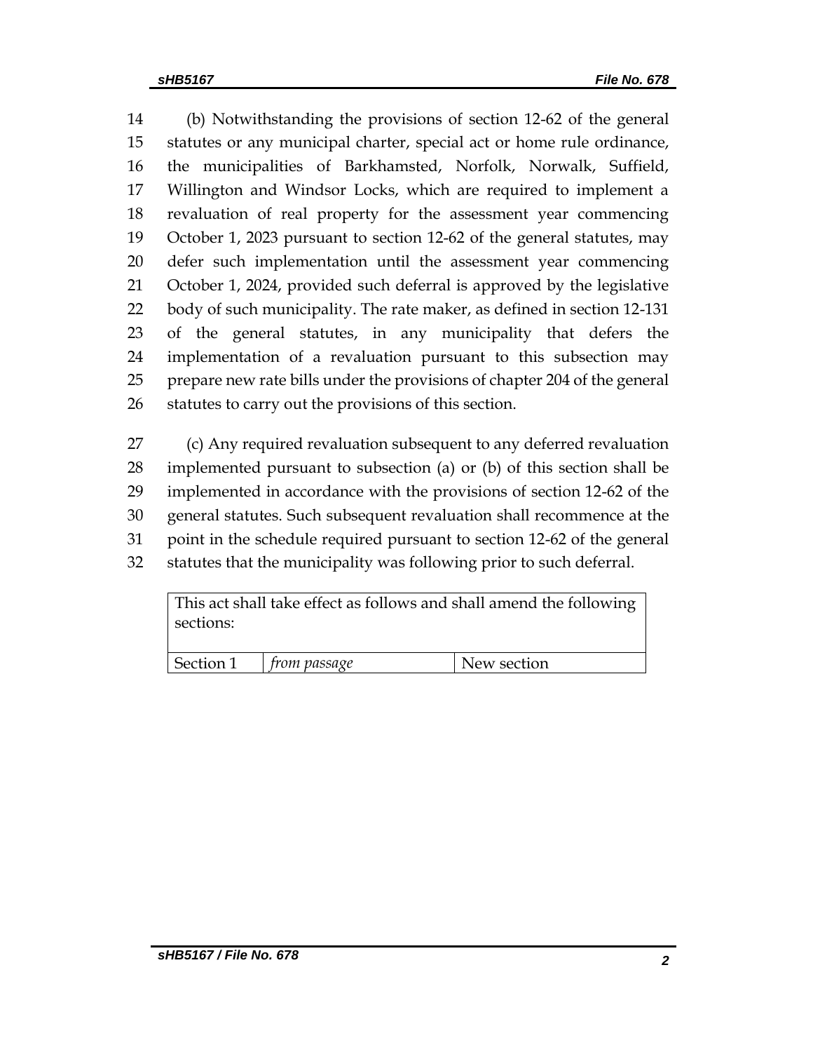(b) Notwithstanding the provisions of section 12-62 of the general statutes or any municipal charter, special act or home rule ordinance, the municipalities of Barkhamsted, Norfolk, Norwalk, Suffield, Willington and Windsor Locks, which are required to implement a revaluation of real property for the assessment year commencing October 1, 2023 pursuant to section 12-62 of the general statutes, may defer such implementation until the assessment year commencing October 1, 2024, provided such deferral is approved by the legislative body of such municipality. The rate maker, as defined in section 12-131 of the general statutes, in any municipality that defers the implementation of a revaluation pursuant to this subsection may prepare new rate bills under the provisions of chapter 204 of the general statutes to carry out the provisions of this section.

(c) Any required revaluation subsequent to any deferred revaluation implemented pursuant to subsection (a) or (b) of this section shall be implemented in accordance with the provisions of section 12-62 of the general statutes. Such subsequent revaluation shall recommence at the point in the schedule required pursuant to section 12-62 of the general statutes that the municipality was following prior to such deferral.

| This act shall take effect as follows and shall amend the following sections: | | |
|---|---|---|
| Section 1 | *from passage* | New section |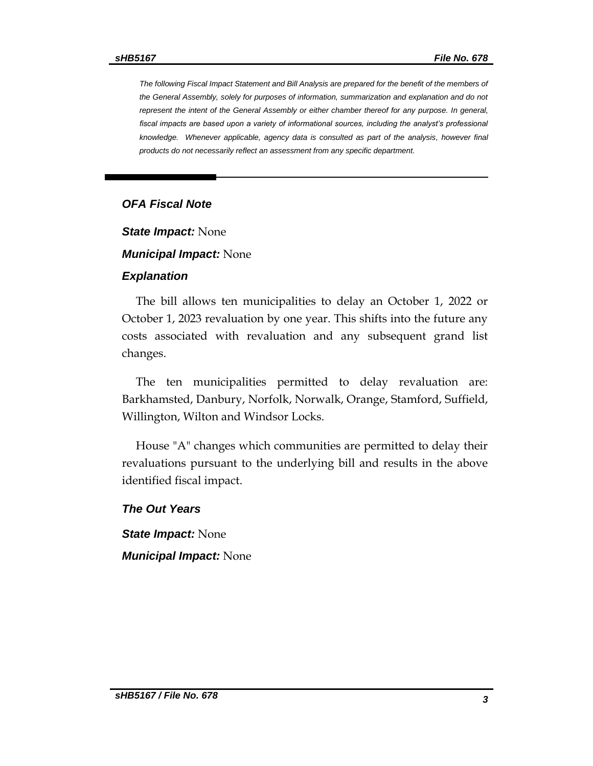*The following Fiscal Impact Statement and Bill Analysis are prepared for the benefit of the members of the General Assembly, solely for purposes of information, summarization and explanation and do not represent the intent of the General Assembly or either chamber thereof for any purpose. In general, fiscal impacts are based upon a variety of informational sources, including the analyst's professional knowledge. Whenever applicable, agency data is consulted as part of the analysis, however final products do not necessarily reflect an assessment from any specific department.*

## *OFA Fiscal Note*

***State Impact:*** None

***Municipal Impact:*** None

### *Explanation*

The bill allows ten municipalities to delay an October 1, 2022 or October 1, 2023 revaluation by one year. This shifts into the future any costs associated with revaluation and any subsequent grand list changes.

The ten municipalities permitted to delay revaluation are: Barkhamsted, Danbury, Norfolk, Norwalk, Orange, Stamford, Suffield, Willington, Wilton and Windsor Locks.

House "A" changes which communities are permitted to delay their revaluations pursuant to the underlying bill and results in the above identified fiscal impact.

### *The Out Years*

***State Impact:*** None

***Municipal Impact:*** None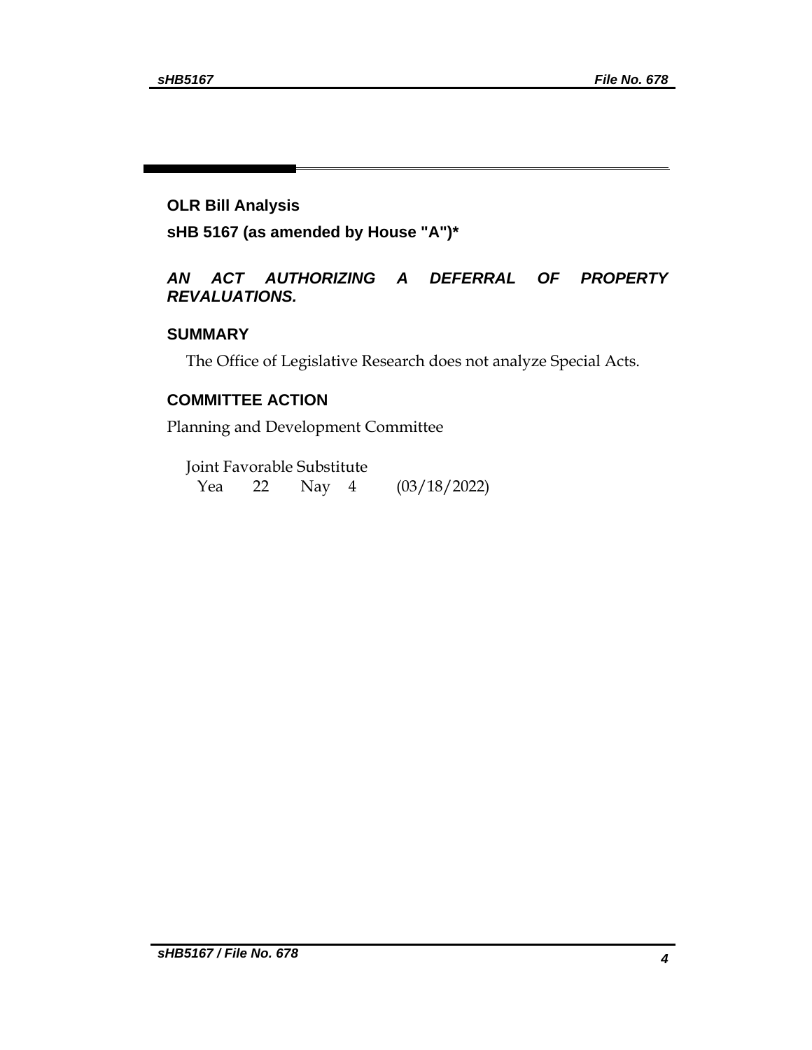## OLR Bill Analysis

### sHB 5167 (as amended by House "A")*

***AN ACT AUTHORIZING A DEFERRAL OF PROPERTY REVALUATIONS.***

### SUMMARY

The Office of Legislative Research does not analyze Special Acts.

### COMMITTEE ACTION

Planning and Development Committee

Joint Favorable Substitute

| | | | | |
|---|---|---|---|---|
| Yea | 22 | Nay | 4 | (03/18/2022) |